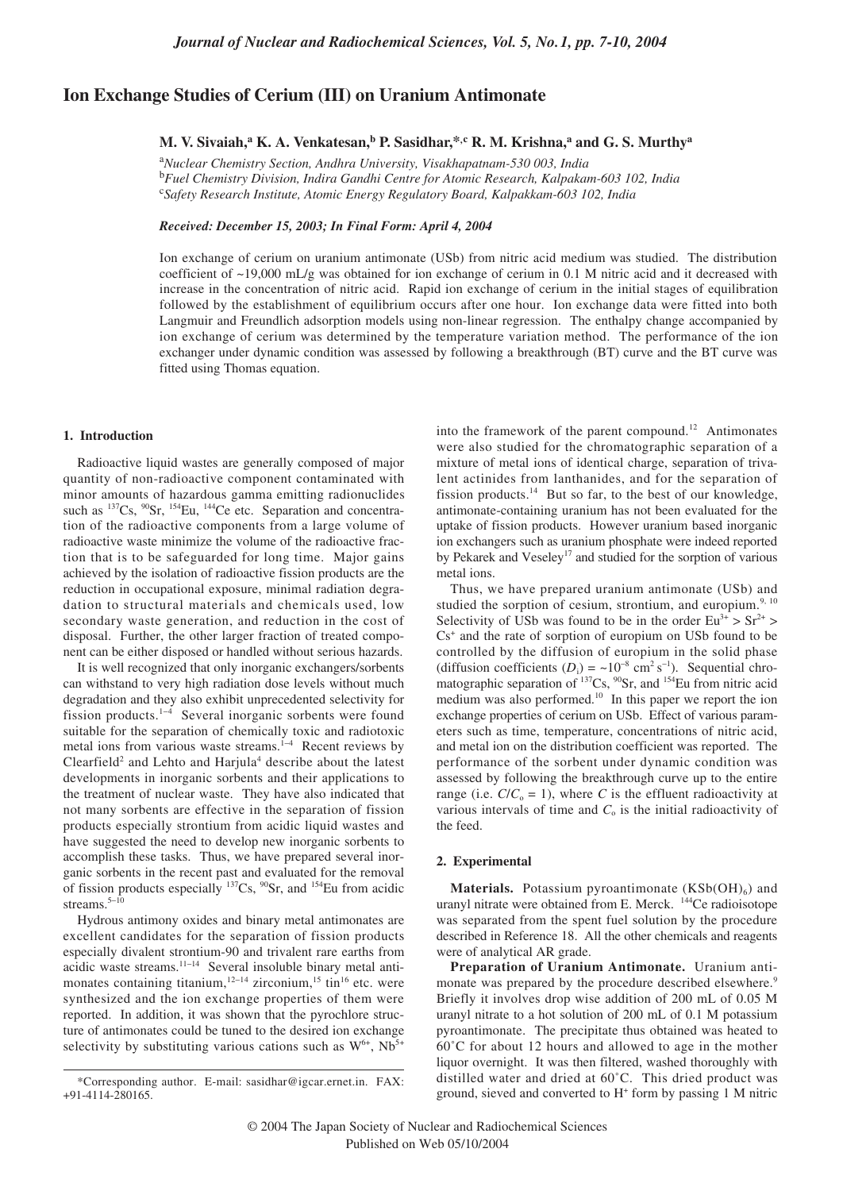# Ion Exchange Studies of Cerium (III) on Uranium Antimonate

**M. V. Sivaiah,[a] K. A. Venkatesan,[b] P. Sasidhar,*[,c] R. M. Krishna,[a] and G. S. Murthy[a]**

[a]*Nuclear Chemistry Section, Andhra University, Visakhapatnam-530 003, India*
[b]*Fuel Chemistry Division, Indira Gandhi Centre for Atomic Research, Kalpakam-603 102, India*
[c]*Safety Research Institute, Atomic Energy Regulatory Board, Kalpakkam-603 102, India*

***Received: December 15, 2003; In Final Form: April 4, 2004***

Ion exchange of cerium on uranium antimonate (USb) from nitric acid medium was studied. The distribution coefficient of ~19,000 mL/g was obtained for ion exchange of cerium in 0.1 M nitric acid and it decreased with increase in the concentration of nitric acid. Rapid ion exchange of cerium in the initial stages of equilibration followed by the establishment of equilibrium occurs after one hour. Ion exchange data were fitted into both Langmuir and Freundlich adsorption models using non-linear regression. The enthalpy change accompanied by ion exchange of cerium was determined by the temperature variation method. The performance of the ion exchanger under dynamic condition was assessed by following a breakthrough (BT) curve and the BT curve was fitted using Thomas equation.

## 1. Introduction

Radioactive liquid wastes are generally composed of major quantity of non-radioactive component contaminated with minor amounts of hazardous gamma emitting radionuclides such as $^{137}Cs$, $^{90}Sr$, $^{154}Eu$, $^{144}Ce$ etc. Separation and concentration of the radioactive components from a large volume of radioactive waste minimize the volume of the radioactive fraction that is to be safeguarded for long time. Major gains achieved by the isolation of radioactive fission products are the reduction in occupational exposure, minimal radiation degradation to structural materials and chemicals used, low secondary waste generation, and reduction in the cost of disposal. Further, the other larger fraction of treated component can be either disposed or handled without serious hazards.

It is well recognized that only inorganic exchangers/sorbents can withstand to very high radiation dose levels without much degradation and they also exhibit unprecedented selectivity for fission products.[1–4] Several inorganic sorbents were found suitable for the separation of chemically toxic and radiotoxic metal ions from various waste streams.[1–4] Recent reviews by Clearfield[2] and Lehto and Harjula[4] describe about the latest developments in inorganic sorbents and their applications to the treatment of nuclear waste. They have also indicated that not many sorbents are effective in the separation of fission products especially strontium from acidic liquid wastes and have suggested the need to develop new inorganic sorbents to accomplish these tasks. Thus, we have prepared several inorganic sorbents in the recent past and evaluated for the removal of fission products especially $^{137}Cs$, $^{90}Sr$, and $^{154}Eu$ from acidic streams.[5–10]

Hydrous antimony oxides and binary metal antimonates are excellent candidates for the separation of fission products especially divalent strontium-90 and trivalent rare earths from acidic waste streams.[11–14] Several insoluble binary metal antimonates containing titanium,[12–14] zirconium,[15] tin[16] etc. were synthesized and the ion exchange properties of them were reported. In addition, it was shown that the pyrochlore structure of antimonates could be tuned to the desired ion exchange selectivity by substituting various cations such as $W^{6+}$, $Nb^{5+}$ into the framework of the parent compound.[12] Antimonates were also studied for the chromatographic separation of a mixture of metal ions of identical charge, separation of trivalent actinides from lanthanides, and for the separation of fission products.[14] But so far, to the best of our knowledge, antimonate-containing uranium has not been evaluated for the uptake of fission products. However uranium based inorganic ion exchangers such as uranium phosphate were indeed reported by Pekarek and Veseley[17] and studied for the sorption of various metal ions.

Thus, we have prepared uranium antimonate (USb) and studied the sorption of cesium, strontium, and europium.[9, 10] Selectivity of USb was found to be in the order $Eu^{3+} > Sr^{2+} > Cs^{+}$ and the rate of sorption of europium on USb found to be controlled by the diffusion of europium in the solid phase (diffusion coefficients ($D_i$) = ~$10^{-8}$ cm$^2$ s$^{-1}$). Sequential chromatographic separation of $^{137}Cs$, $^{90}Sr$, and $^{154}Eu$ from nitric acid medium was also performed.[10] In this paper we report the ion exchange properties of cerium on USb. Effect of various parameters such as time, temperature, concentrations of nitric acid, and metal ion on the distribution coefficient was reported. The performance of the sorbent under dynamic condition was assessed by following the breakthrough curve up to the entire range (i.e. $C/C_o = 1$), where $C$ is the effluent radioactivity at various intervals of time and $C_o$ is the initial radioactivity of the feed.

## 2. Experimental

**Materials.** Potassium pyroantimonate ($KSb(OH)_6$) and uranyl nitrate were obtained from E. Merck. $^{144}Ce$ radioisotope was separated from the spent fuel solution by the procedure described in Reference 18. All the other chemicals and reagents were of analytical AR grade.

**Preparation of Uranium Antimonate.** Uranium antimonate was prepared by the procedure described elsewhere.[9] Briefly it involves drop wise addition of 200 mL of 0.05 M uranyl nitrate to a hot solution of 200 mL of 0.1 M potassium pyroantimonate. The precipitate thus obtained was heated to 60˚C for about 12 hours and allowed to age in the mother liquor overnight. It was then filtered, washed thoroughly with distilled water and dried at 60˚C. This dried product was ground, sieved and converted to H$^+$ form by passing 1 M nitric

*Corresponding author. E-mail: sasidhar@igcar.ernet.in. FAX: +91-4114-280165.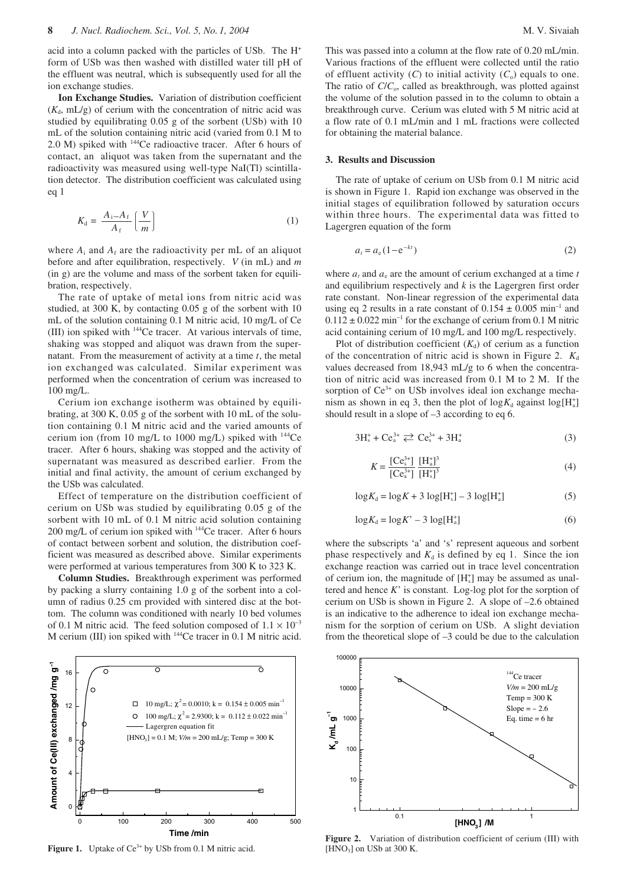acid into a column packed with the particles of USb. The $H^+$ form of USb was then washed with distilled water till pH of the effluent was neutral, which is subsequently used for all the ion exchange studies.

**Ion Exchange Studies.** Variation of distribution coefficient ($K_d$, mL/g) of cerium with the concentration of nitric acid was studied by equilibrating 0.05 g of the sorbent (USb) with 10 mL of the solution containing nitric acid (varied from 0.1 M to 2.0 M) spiked with $^{144}Ce$ radioactive tracer. After 6 hours of contact, an aliquot was taken from the supernatant and the radioactivity was measured using well-type NaI(Tl) scintillation detector. The distribution coefficient was calculated using eq 1

$$K_d = \frac{A_i - A_f}{A_f}\left(\frac{V}{m}\right) \tag{1}$$

where $A_i$ and $A_f$ are the radioactivity per mL of an aliquot before and after equilibration, respectively. $V$ (in mL) and $m$ (in g) are the volume and mass of the sorbent taken for equilibration, respectively.

The rate of uptake of metal ions from nitric acid was studied, at 300 K, by contacting 0.05 g of the sorbent with 10 mL of the solution containing 0.1 M nitric acid, 10 mg/L of Ce (III) ion spiked with $^{144}Ce$ tracer. At various intervals of time, shaking was stopped and aliquot was drawn from the supernatant. From the measurement of activity at a time $t$, the metal ion exchanged was calculated. Similar experiment was performed when the concentration of cerium was increased to 100 mg/L.

Cerium ion exchange isotherm was obtained by equilibrating, at 300 K, 0.05 g of the sorbent with 10 mL of the solution containing 0.1 M nitric acid and the varied amounts of cerium ion (from 10 mg/L to 1000 mg/L) spiked with $^{144}Ce$ tracer. After 6 hours, shaking was stopped and the activity of supernatant was measured as described earlier. From the initial and final activity, the amount of cerium exchanged by the USb was calculated.

Effect of temperature on the distribution coefficient of cerium on USb was studied by equilibrating 0.05 g of the sorbent with 10 mL of 0.1 M nitric acid solution containing 200 mg/L of cerium ion spiked with $^{144}Ce$ tracer. After 6 hours of contact between sorbent and solution, the distribution coefficient was measured as described above. Similar experiments were performed at various temperatures from 300 K to 323 K.

**Column Studies.** Breakthrough experiment was performed by packing a slurry containing 1.0 g of the sorbent into a column of radius 0.25 cm provided with sintered disc at the bottom. The column was conditioned with nearly 10 bed volumes of 0.1 M nitric acid. The feed solution composed of $1.1 \times 10^{-3}$ M cerium (III) ion spiked with $^{144}Ce$ tracer in 0.1 M nitric acid. This was passed into a column at the flow rate of 0.20 mL/min. Various fractions of the effluent were collected until the ratio of effluent activity ($C$) to initial activity ($C_o$) equals to one. The ratio of $C/C_o$, called as breakthrough, was plotted against the volume of the solution passed in to the column to obtain a breakthrough curve. Cerium was eluted with 5 M nitric acid at a flow rate of 0.1 mL/min and 1 mL fractions were collected for obtaining the material balance.

## 3. Results and Discussion

The rate of uptake of cerium on USb from 0.1 M nitric acid is shown in Figure 1. Rapid ion exchange was observed in the initial stages of equilibration followed by saturation occurs within three hours. The experimental data was fitted to Lagergren equation of the form

$$a_t = a_e(1 - e^{-kt}) \tag{2}$$

where $a_t$ and $a_e$ are the amount of cerium exchanged at a time $t$ and equilibrium respectively and $k$ is the Lagergren first order rate constant. Non-linear regression of the experimental data using eq 2 results in a rate constant of $0.154 \pm 0.005$ min$^{-1}$ and $0.112 \pm 0.022$ min$^{-1}$ for the exchange of cerium from 0.1 M nitric acid containing cerium of 10 mg/L and 100 mg/L respectively.

Plot of distribution coefficient ($K_d$) of cerium as a function of the concentration of nitric acid is shown in Figure 2. $K_d$ values decreased from 18,943 mL/g to 6 when the concentration of nitric acid was increased from 0.1 M to 2 M. If the sorption of $Ce^{3+}$ on USb involves ideal ion exchange mechanism as shown in eq 3, then the plot of $\log K_d$ against $\log[H_a^+]$ should result in a slope of –3 according to eq 6.

$$3H_s^+ + Ce_a^{3+} \rightleftarrows Ce_s^{3+} + 3H_a^+ \tag{3}$$

$$K = \frac{[Ce_s^{3+}]}{[Ce_a^{3+}]}\frac{[H_a^+]^3}{[H_s^+]^3} \tag{4}$$

$$\log K_d = \log K + 3\log[H_s^+] - 3\log[H_a^+] \tag{5}$$

$$\log K_d = \log K' - 3\log[H_a^+] \tag{6}$$

where the subscripts 'a' and 's' represent aqueous and sorbent phase respectively and $K_d$ is defined by eq 1. Since the ion exchange reaction was carried out in trace level concentration of cerium ion, the magnitude of $[H_s^+]$ may be assumed as unaltered and hence $K'$ is constant. Log-log plot for the sorption of cerium on USb is shown in Figure 2. A slope of –2.6 obtained is an indicative to the adherence to ideal ion exchange mechanism for the sorption of cerium on USb. A slight deviation from the theoretical slope of –3 could be due to the calculation

**Figure 1.** Uptake of $Ce^{3+}$ by USb from 0.1 M nitric acid.

**Figure 2.** Variation of distribution coefficient of cerium (III) with $[HNO_3]$ on USb at 300 K.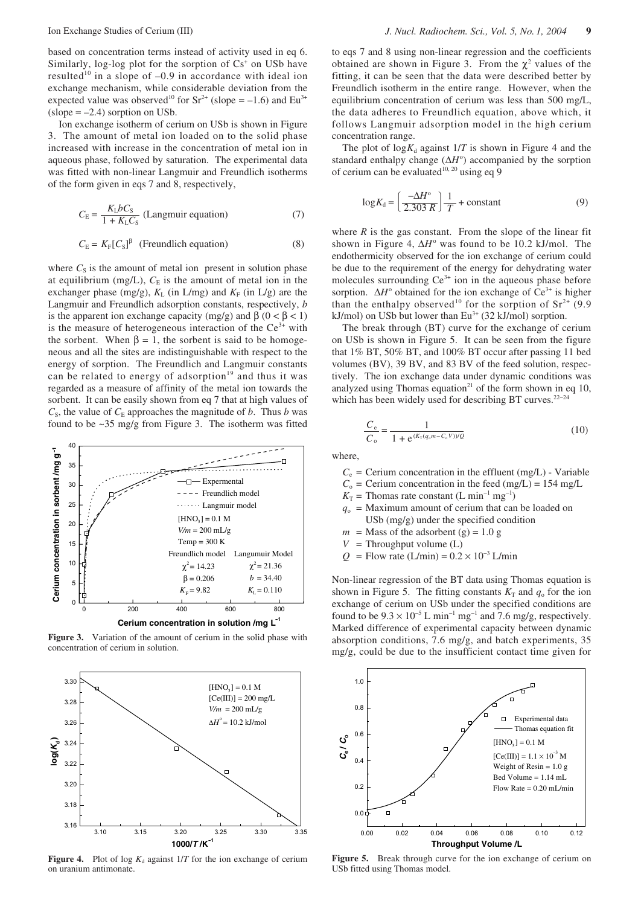based on concentration terms instead of activity used in eq 6. Similarly, log-log plot for the sorption of $Cs^{+}$ on USb have resulted[10] in a slope of –0.9 in accordance with ideal ion exchange mechanism, while considerable deviation from the expected value was observed[10] for $Sr^{2+}$ (slope = –1.6) and $Eu^{3+}$ (slope = –2.4) sorption on USb.

Ion exchange isotherm of cerium on USb is shown in Figure 3. The amount of metal ion loaded on to the solid phase increased with increase in the concentration of metal ion in aqueous phase, followed by saturation. The experimental data was fitted with non-linear Langmuir and Freundlich isotherms of the form given in eqs 7 and 8, respectively,

$$C_E = \frac{K_L b C_S}{1 + K_L C_S} \text{ (Langmuir equation)} \quad (7)$$

$$C_E = K_F [C_S]^{\beta} \text{ (Freundlich equation)} \quad (8)$$

where $C_S$ is the amount of metal ion present in solution phase at equilibrium (mg/L), $C_E$ is the amount of metal ion in the exchanger phase (mg/g), $K_L$ (in L/mg) and $K_F$ (in L/g) are the Langmuir and Freundlich adsorption constants, respectively, $b$ is the apparent ion exchange capacity (mg/g) and $\beta$ ($0 < \beta < 1$) is the measure of heterogeneous interaction of the $Ce^{3+}$ with the sorbent. When $\beta = 1$, the sorbent is said to be homogeneous and all the sites are indistinguishable with respect to the energy of sorption. The Freundlich and Langmuir constants can be related to energy of adsorption[19] and thus it was regarded as a measure of affinity of the metal ion towards the sorbent. It can be easily shown from eq 7 that at high values of $C_S$, the value of $C_E$ approaches the magnitude of $b$. Thus $b$ was found to be ~35 mg/g from Figure 3. The isotherm was fitted

**Figure 3.** Variation of the amount of cerium in the solid phase with concentration of cerium in solution.

**Figure 4.** Plot of log $K_d$ against $1/T$ for the ion exchange of cerium on uranium antimonate.

to eqs 7 and 8 using non-linear regression and the coefficients obtained are shown in Figure 3. From the $\chi^2$ values of the fitting, it can be seen that the data were described better by Freundlich isotherm in the entire range. However, when the equilibrium concentration of cerium was less than 500 mg/L, the data adheres to Freundlich equation, above which, it follows Langmuir adsorption model in the high cerium concentration range.

The plot of $\log K_d$ against $1/T$ is shown in Figure 4 and the standard enthalpy change ($\Delta H^o$) accompanied by the sorption of cerium can be evaluated[10, 20] using eq 9

$$\log K_d = \left( \frac{-\Delta H^o}{2.303\, R} \right) \frac{1}{T} + \text{constant} \quad (9)$$

where $R$ is the gas constant. From the slope of the linear fit shown in Figure 4, $\Delta H^o$ was found to be 10.2 kJ/mol. The endothermicity observed for the ion exchange of cerium could be due to the requirement of the energy for dehydrating water molecules surrounding $Ce^{3+}$ ion in the aqueous phase before sorption. $\Delta H^o$ obtained for the ion exchange of $Ce^{3+}$ is higher than the enthalpy observed[10] for the sorption of $Sr^{2+}$ (9.9 kJ/mol) on USb but lower than $Eu^{3+}$ (32 kJ/mol) sorption.

The break through (BT) curve for the exchange of cerium on USb is shown in Figure 5. It can be seen from the figure that 1% BT, 50% BT, and 100% BT occur after passing 11 bed volumes (BV), 39 BV, and 83 BV of the feed solution, respectively. The ion exchange data under dynamic conditions was analyzed using Thomas equation[21] of the form shown in eq 10, which has been widely used for describing BT curves.[22–24]

$$\frac{C_e}{C_o} = \frac{1}{1 + e^{(K_T(q_o m - C_o V))/Q}} \quad (10)$$

where,

$C_e$ = Cerium concentration in the effluent (mg/L) - Variable
$C_o$ = Cerium concentration in the feed (mg/L) = 154 mg/L
$K_T$ = Thomas rate constant (L $min^{-1}$ $mg^{-1}$)
$q_o$ = Maximum amount of cerium that can be loaded on USb (mg/g) under the specified condition
$m$ = Mass of the adsorbent (g) = 1.0 g
$V$ = Throughput volume (L)
$Q$ = Flow rate (L/min) = $0.2 \times 10^{-3}$ L/min

Non-linear regression of the BT data using Thomas equation is shown in Figure 5. The fitting constants $K_T$ and $q_o$ for the ion exchange of cerium on USb under the specified conditions are found to be $9.3 \times 10^{-5}$ L $min^{-1}$ $mg^{-1}$ and 7.6 mg/g, respectively. Marked difference of experimental capacity between dynamic absorption conditions, 7.6 mg/g, and batch experiments, 35 mg/g, could be due to the insufficient contact time given for

**Figure 5.** Break through curve for the ion exchange of cerium on USb fitted using Thomas model.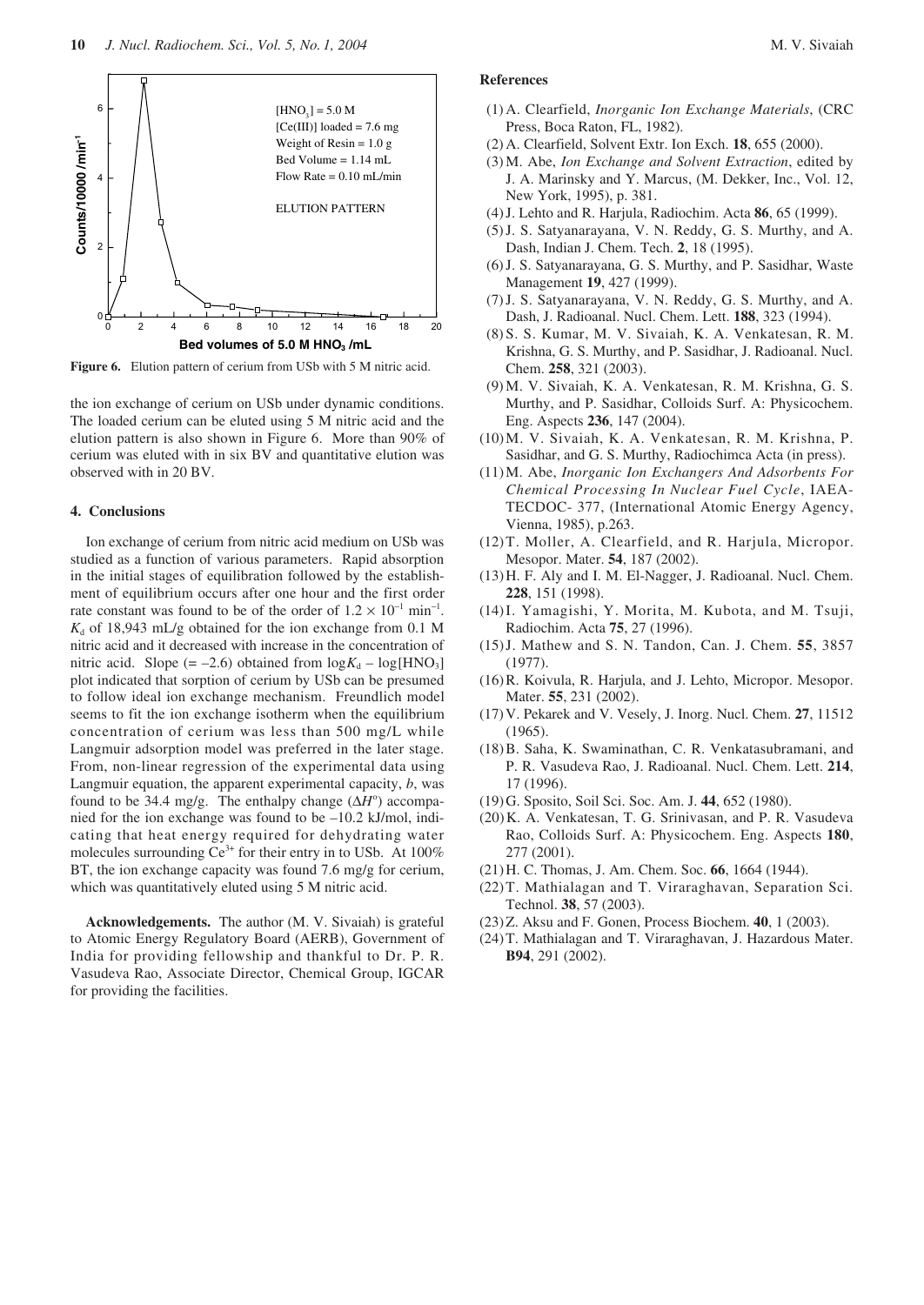[HNO$_3$] = 5.0 M
[Ce(III)] loaded = 7.6 mg
Weight of Resin = 1.0 g
Bed Volume = 1.14 mL
Flow Rate = 0.10 mL/min

ELUTION PATTERN

Counts/10000 /min$^{-1}$

0
2
4
6

0 2 4 6 8 10 12 14 16 18 20

Bed volumes of 5.0 M HNO$_3$ /mL

**Figure 6.** Elution pattern of cerium from USb with 5 M nitric acid.

the ion exchange of cerium on USb under dynamic conditions. The loaded cerium can be eluted using 5 M nitric acid and the elution pattern is also shown in Figure 6. More than 90% of cerium was eluted with in six BV and quantitative elution was observed with in 20 BV.

## 4. Conclusions

Ion exchange of cerium from nitric acid medium on USb was studied as a function of various parameters. Rapid absorption in the initial stages of equilibration followed by the establishment of equilibrium occurs after one hour and the first order rate constant was found to be of the order of $1.2 \times 10^{-1}$ min$^{-1}$. $K_d$ of 18,943 mL/g obtained for the ion exchange from 0.1 M nitric acid and it decreased with increase in the concentration of nitric acid. Slope (= –2.6) obtained from $\log K_d - \log[HNO_3]$ plot indicated that sorption of cerium by USb can be presumed to follow ideal ion exchange mechanism. Freundlich model seems to fit the ion exchange isotherm when the equilibrium concentration of cerium was less than 500 mg/L while Langmuir adsorption model was preferred in the later stage. From, non-linear regression of the experimental data using Langmuir equation, the apparent experimental capacity, *b*, was found to be 34.4 mg/g. The enthalpy change ($\Delta H^o$) accompanied for the ion exchange was found to be –10.2 kJ/mol, indicating that heat energy required for dehydrating water molecules surrounding $Ce^{3+}$ for their entry in to USb. At 100% BT, the ion exchange capacity was found 7.6 mg/g for cerium, which was quantitatively eluted using 5 M nitric acid.

**Acknowledgements.** The author (M. V. Sivaiah) is grateful to Atomic Energy Regulatory Board (AERB), Government of India for providing fellowship and thankful to Dr. P. R. Vasudeva Rao, Associate Director, Chemical Group, IGCAR for providing the facilities.

## References

(1) A. Clearfield, *Inorganic Ion Exchange Materials*, (CRC Press, Boca Raton, FL, 1982).
(2) A. Clearfield, Solvent Extr. Ion Exch. **18**, 655 (2000).
(3) M. Abe, *Ion Exchange and Solvent Extraction*, edited by J. A. Marinsky and Y. Marcus, (M. Dekker, Inc., Vol. 12, New York, 1995), p. 381.
(4) J. Lehto and R. Harjula, Radiochim. Acta **86**, 65 (1999).
(5) J. S. Satyanarayana, V. N. Reddy, G. S. Murthy, and A. Dash, Indian J. Chem. Tech. **2**, 18 (1995).
(6) J. S. Satyanarayana, G. S. Murthy, and P. Sasidhar, Waste Management **19**, 427 (1999).
(7) J. S. Satyanarayana, V. N. Reddy, G. S. Murthy, and A. Dash, J. Radioanal. Nucl. Chem. Lett. **188**, 323 (1994).
(8) S. S. Kumar, M. V. Sivaiah, K. A. Venkatesan, R. M. Krishna, G. S. Murthy, and P. Sasidhar, J. Radioanal. Nucl. Chem. **258**, 321 (2003).
(9) M. V. Sivaiah, K. A. Venkatesan, R. M. Krishna, G. S. Murthy, and P. Sasidhar, Colloids Surf. A: Physicochem. Eng. Aspects **236**, 147 (2004).
(10) M. V. Sivaiah, K. A. Venkatesan, R. M. Krishna, P. Sasidhar, and G. S. Murthy, Radiochimca Acta (in press).
(11) M. Abe, *Inorganic Ion Exchangers And Adsorbents For Chemical Processing In Nuclear Fuel Cycle*, IAEA-TECDOC- 377, (International Atomic Energy Agency, Vienna, 1985), p.263.
(12) T. Moller, A. Clearfield, and R. Harjula, Micropor. Mesopor. Mater. **54**, 187 (2002).
(13) H. F. Aly and I. M. El-Nagger, J. Radioanal. Nucl. Chem. **228**, 151 (1998).
(14) I. Yamagishi, Y. Morita, M. Kubota, and M. Tsuji, Radiochim. Acta **75**, 27 (1996).
(15) J. Mathew and S. N. Tandon, Can. J. Chem. **55**, 3857 (1977).
(16) R. Koivula, R. Harjula, and J. Lehto, Micropor. Mesopor. Mater. **55**, 231 (2002).
(17) V. Pekarek and V. Vesely, J. Inorg. Nucl. Chem. **27**, 11512 (1965).
(18) B. Saha, K. Swaminathan, C. R. Venkatasubramani, and P. R. Vasudeva Rao, J. Radioanal. Nucl. Chem. Lett. **214**, 17 (1996).
(19) G. Sposito, Soil Sci. Soc. Am. J. **44**, 652 (1980).
(20) K. A. Venkatesan, T. G. Srinivasan, and P. R. Vasudeva Rao, Colloids Surf. A: Physicochem. Eng. Aspects **180**, 277 (2001).
(21) H. C. Thomas, J. Am. Chem. Soc. **66**, 1664 (1944).
(22) T. Mathialagan and T. Viraraghavan, Separation Sci. Technol. **38**, 57 (2003).
(23) Z. Aksu and F. Gonen, Process Biochem. **40**, 1 (2003).
(24) T. Mathialagan and T. Viraraghavan, J. Hazardous Mater. **B94**, 291 (2002).